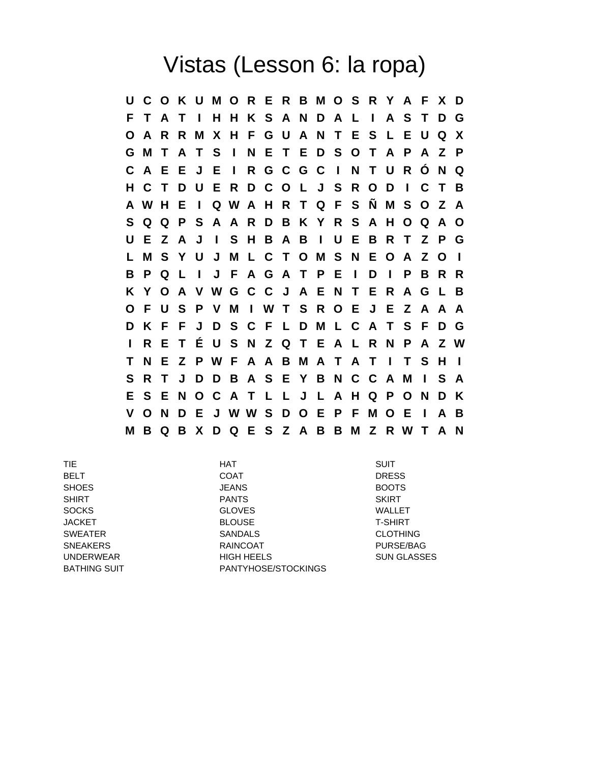# Vistas (Lesson 6: la ropa)

```
U C O K U M O R E R B M O S R Y A F X D
F T A T I H H K S A N D A L I A S T D G
O A R R M X H F G U A N T E S L E U Q X
G M T A T S I N E T E D S O T A P A Z P
C A E E J E I R G C G C I N T U R Ó N Q
H C T D U E R D C O L J S R O D I C T B
A W H E I Q W A H R T Q F S Ñ M S O Z A
S Q Q P S A A R D B K Y R S A H O Q A O
U E Z A J I S H B A B I U E B R T Z P G
L M S Y U J M L C T O M S N E O A Z O I
B P Q L I J F A G A T P E I D I P B R R
K Y O A V W G C C J A E N T E R A G L B
O F U S P V M I W T S R O E J E Z A A A
D K F F J D S C F L D M L C A T S F D G
I R E T É U S N Z Q T E A L R N P A Z W
T N E Z P W F A A B M A T A T I T S H I
S R T J D D B A S E Y B N C C A M I S A
E S E N O C A T L L J L A H Q P O N D K
V O N D E J W W S D O E P F M O E I A B
M B Q B X D Q E S Z A B B M Z R W T A N
```

| | | |
|---|---|---|
| TIE | HAT | SUIT |
| BELT | COAT | DRESS |
| SHOES | JEANS | BOOTS |
| SHIRT | PANTS | SKIRT |
| SOCKS | GLOVES | WALLET |
| JACKET | BLOUSE | T-SHIRT |
| SWEATER | SANDALS | CLOTHING |
| SNEAKERS | RAINCOAT | PURSE/BAG |
| UNDERWEAR | HIGH HEELS | SUN GLASSES |
| BATHING SUIT | PANTYHOSE/STOCKINGS | |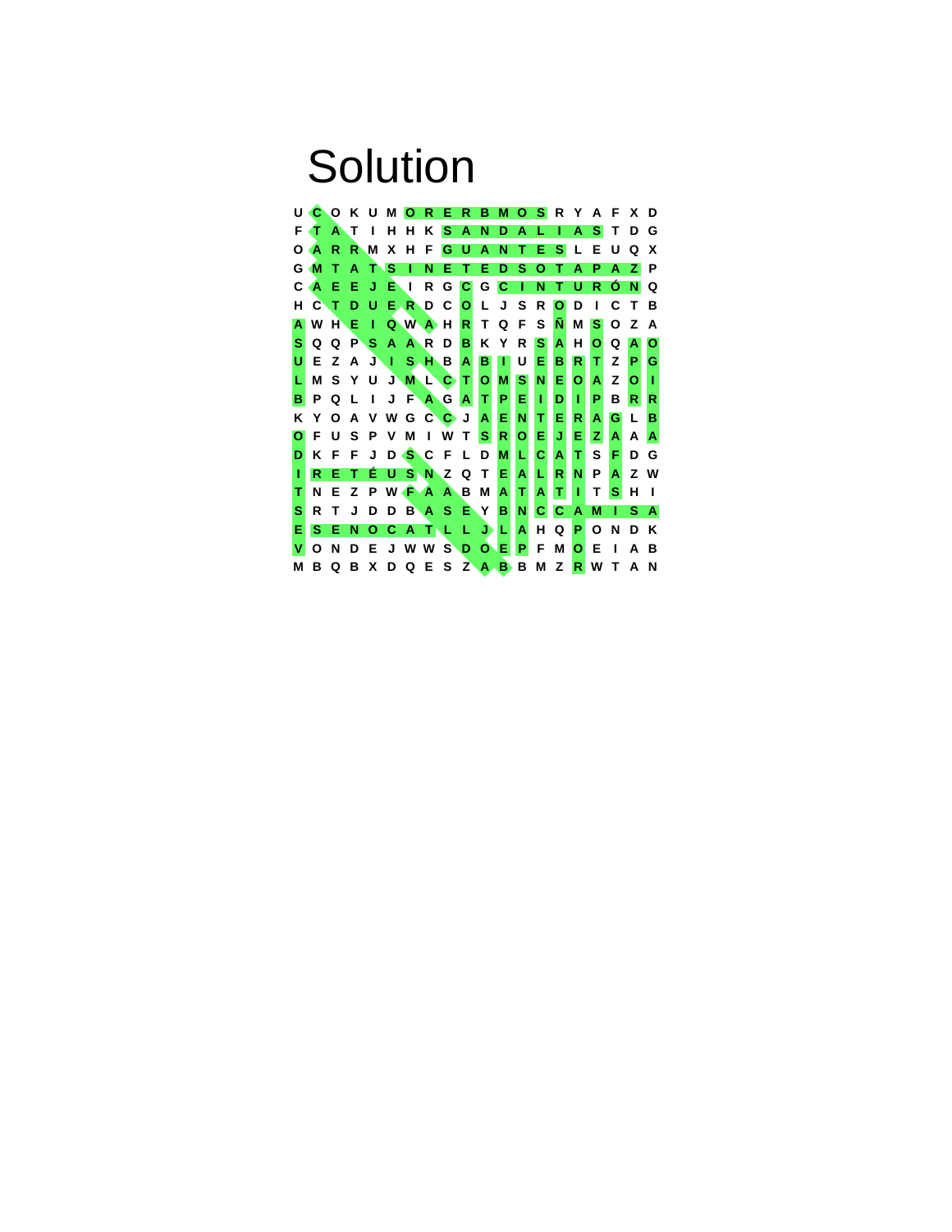# Solution

| | | | | | | | | | | | | | | | | | | | |
|---|---|---|---|---|---|---|---|---|---|---|---|---|---|---|---|---|---|---|---|
| U | C | O | K | U | M | O | R | E | R | B | M | O | S | R | Y | A | F | X | D |
| F | T | A | T | I | H | H | K | S | A | N | D | A | L | I | A | S | T | D | G |
| O | A | R | R | M | X | H | F | G | U | A | N | T | E | S | L | E | U | Q | X |
| G | M | T | A | T | S | I | N | E | T | E | D | S | O | T | A | P | A | Z | P |
| C | A | E | E | J | E | I | R | G | C | G | C | I | N | T | U | R | Ó | N | Q |
| H | C | T | D | U | E | R | D | C | O | L | J | S | R | O | D | I | C | T | B |
| A | W | H | E | I | Q | W | A | H | R | T | Q | F | S | Ñ | M | S | O | Z | A |
| S | Q | Q | P | S | A | A | R | D | B | K | Y | R | S | A | H | O | Q | A | O |
| U | E | Z | A | J | I | S | H | B | A | B | I | U | E | B | R | T | Z | P | G |
| L | M | S | Y | U | J | M | L | C | T | O | M | S | N | E | O | A | Z | O | I |
| B | P | Q | L | I | J | F | A | G | A | T | P | E | I | D | I | P | B | R | R |
| K | Y | O | A | V | W | G | C | C | J | A | E | N | T | E | R | A | G | L | B |
| O | F | U | S | P | V | M | I | W | T | S | R | O | E | J | E | Z | A | A | A |
| D | K | F | F | J | D | S | C | F | L | D | M | L | C | A | T | S | F | D | G |
| I | R | E | T | É | U | S | N | Z | Q | T | E | A | L | R | N | P | A | Z | W |
| T | N | E | Z | P | W | F | A | A | B | M | A | T | A | T | I | T | S | H | I |
| S | R | T | J | D | D | B | A | S | E | Y | B | N | C | C | A | M | I | S | A |
| E | S | E | N | O | C | A | T | L | L | J | L | A | H | Q | P | O | N | D | K |
| V | O | N | D | E | J | W | W | S | D | O | E | P | F | M | O | E | I | A | B |
| M | B | Q | B | X | D | Q | E | S | Z | A | B | B | M | Z | R | W | T | A | N |